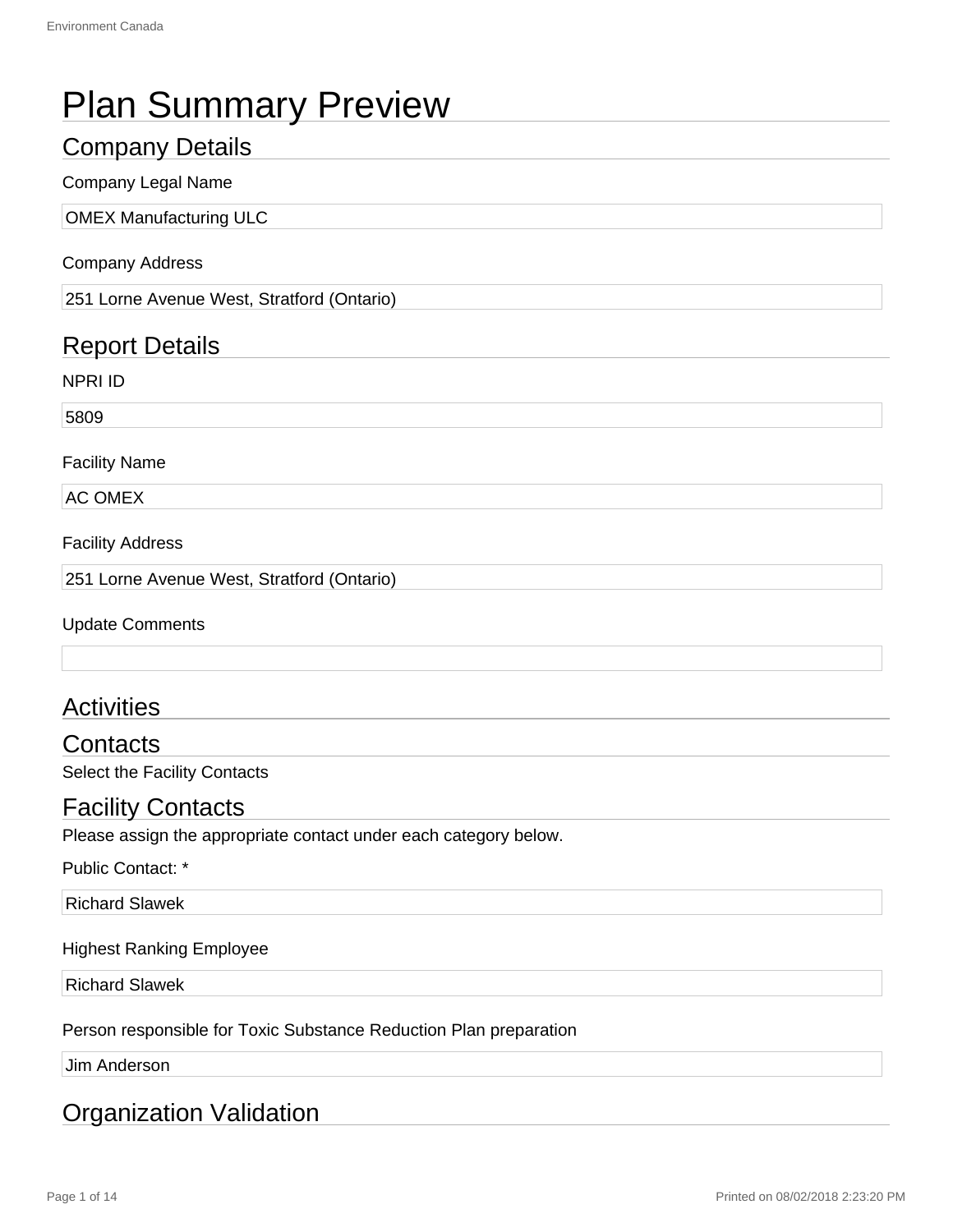# Plan Summary Preview

## Company Details

Company Legal Name

OMEX Manufacturing ULC

Company Address

251 Lorne Avenue West, Stratford (Ontario)

## Report Details

NPRI ID

5809

Facility Name

AC OMEX

Facility Address

251 Lorne Avenue West, Stratford (Ontario)

Update Comments

## Activities

## Contacts

Select the Facility Contacts

## Facility Contacts

Please assign the appropriate contact under each category below.

Public Contact: *

Richard Slawek

Highest Ranking Employee

Richard Slawek

Person responsible for Toxic Substance Reduction Plan preparation

Jim Anderson

## Organization Validation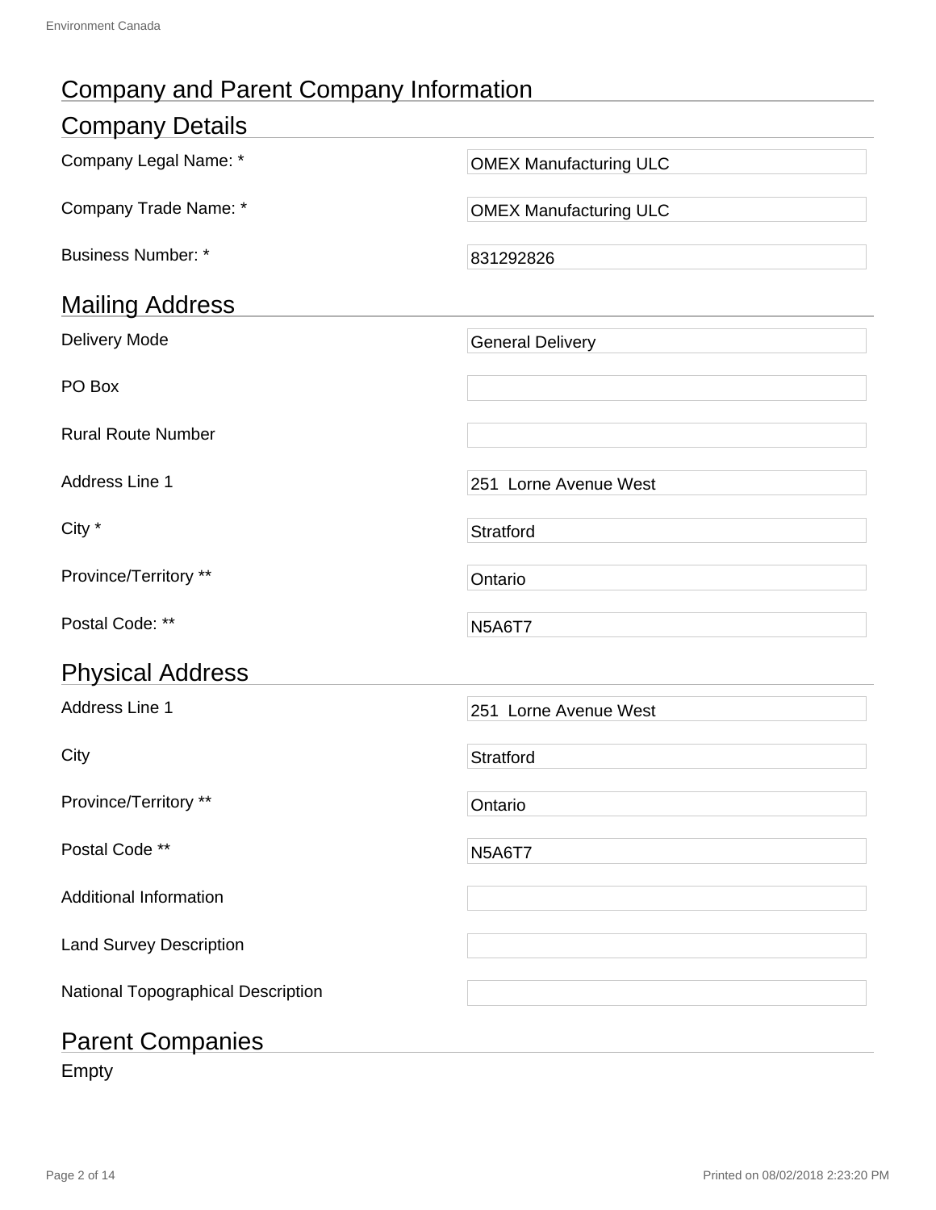# Company and Parent Company Information

## Company Details

| | |
|---|---|
| Company Legal Name: * | OMEX Manufacturing ULC |
| Company Trade Name: * | OMEX Manufacturing ULC |
| Business Number: * | 831292826 |

## Mailing Address

| | |
|---|---|
| Delivery Mode | General Delivery |
| PO Box | |
| Rural Route Number | |
| Address Line 1 | 251 Lorne Avenue West |
| City * | Stratford |
| Province/Territory ** | Ontario |
| Postal Code: ** | N5A6T7 |

## Physical Address

| | |
|---|---|
| Address Line 1 | 251 Lorne Avenue West |
| City | Stratford |
| Province/Territory ** | Ontario |
| Postal Code ** | N5A6T7 |
| Additional Information | |
| Land Survey Description | |
| National Topographical Description | |

## Parent Companies

Empty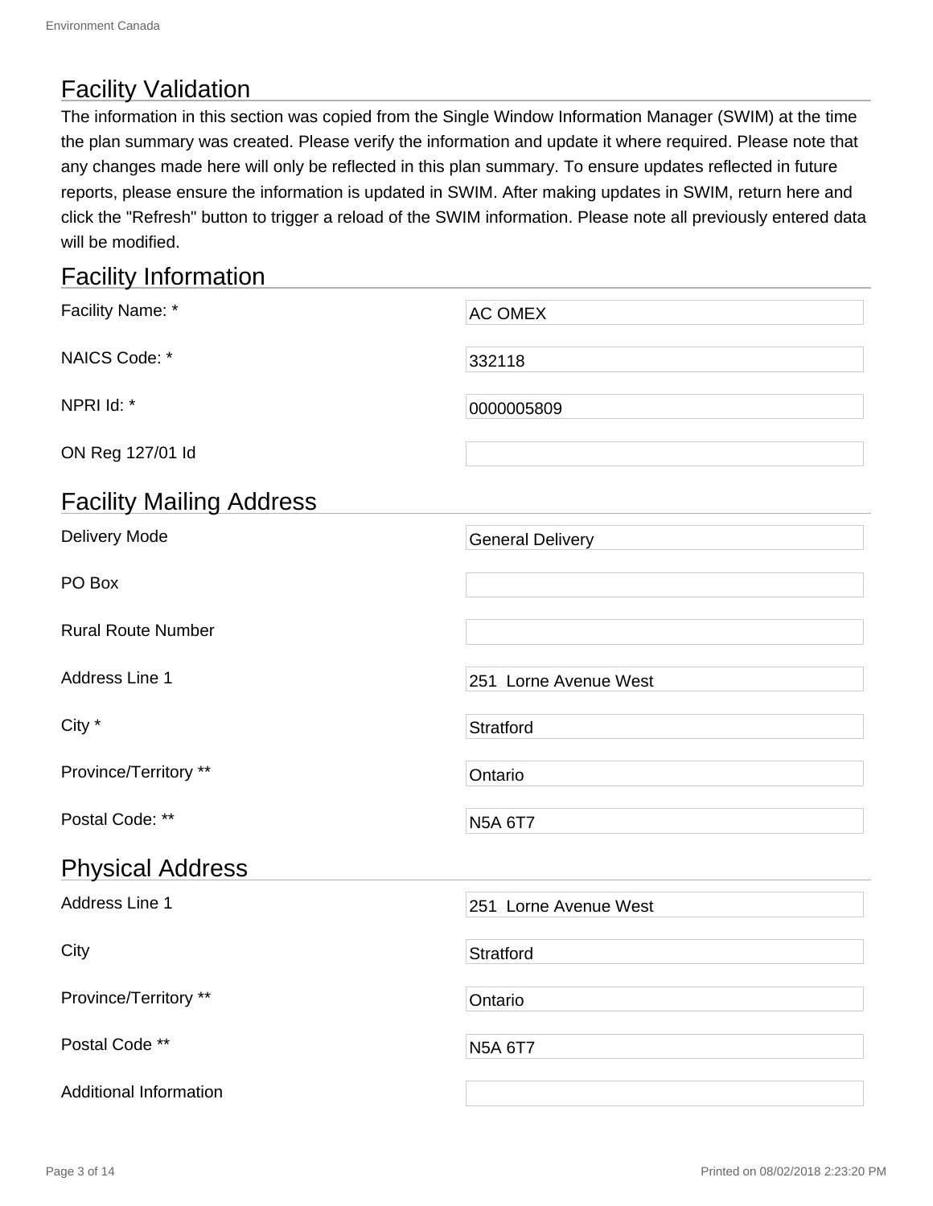## Facility Validation

The information in this section was copied from the Single Window Information Manager (SWIM) at the time the plan summary was created. Please verify the information and update it where required. Please note that any changes made here will only be reflected in this plan summary. To ensure updates reflected in future reports, please ensure the information is updated in SWIM. After making updates in SWIM, return here and click the "Refresh" button to trigger a reload of the SWIM information. Please note all previously entered data will be modified.

## Facility Information

| | |
|---|---|
| Facility Name: * | AC OMEX |
| NAICS Code: * | 332118 |
| NPRI Id: * | 0000005809 |
| ON Reg 127/01 Id | |

## Facility Mailing Address

| | |
|---|---|
| Delivery Mode | General Delivery |
| PO Box | |
| Rural Route Number | |
| Address Line 1 | 251 Lorne Avenue West |
| City * | Stratford |
| Province/Territory ** | Ontario |
| Postal Code: ** | N5A 6T7 |

## Physical Address

| | |
|---|---|
| Address Line 1 | 251 Lorne Avenue West |
| City | Stratford |
| Province/Territory ** | Ontario |
| Postal Code ** | N5A 6T7 |
| Additional Information | |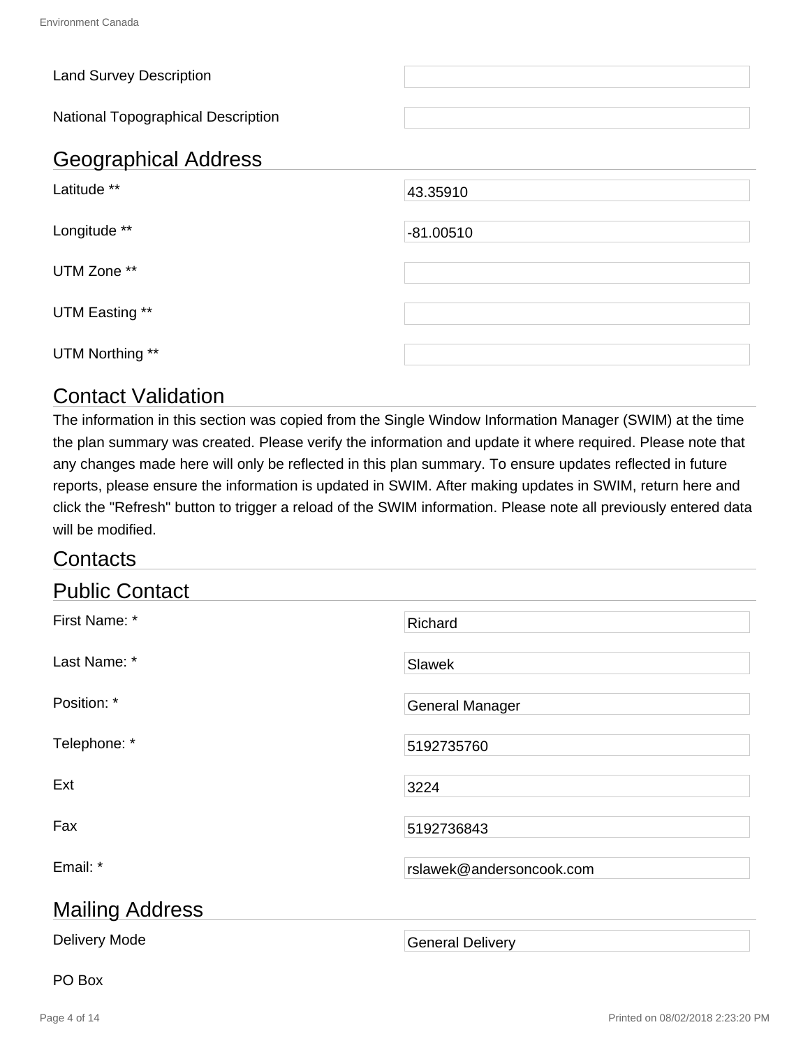| | |
|---|---|
| Land Survey Description | |
| National Topographical Description | |

## Geographical Address

| | |
|---|---|
| Latitude ** | 43.35910 |
| Longitude ** | -81.00510 |
| UTM Zone ** | |
| UTM Easting ** | |
| UTM Northing ** | |

## Contact Validation

The information in this section was copied from the Single Window Information Manager (SWIM) at the time the plan summary was created. Please verify the information and update it where required. Please note that any changes made here will only be reflected in this plan summary. To ensure updates reflected in future reports, please ensure the information is updated in SWIM. After making updates in SWIM, return here and click the "Refresh" button to trigger a reload of the SWIM information. Please note all previously entered data will be modified.

## Contacts

## Public Contact

| | |
|---|---|
| First Name: * | Richard |
| Last Name: * | Slawek |
| Position: * | General Manager |
| Telephone: * | 5192735760 |
| Ext | 3224 |
| Fax | 5192736843 |
| Email: * | rslawek@andersoncook.com |

## Mailing Address

| | |
|---|---|
| Delivery Mode | General Delivery |
| PO Box | |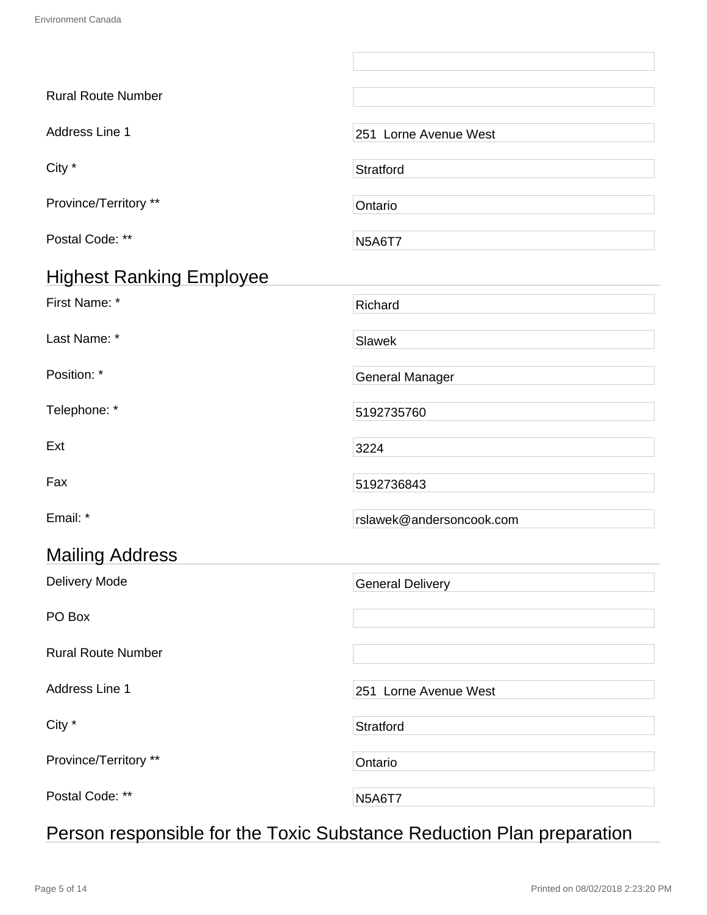| | |
|---|---|
| | |
| Rural Route Number | |
| Address Line 1 | 251  Lorne Avenue West |
| City * | Stratford |
| Province/Territory ** | Ontario |
| Postal Code: ** | N5A6T7 |

## Highest Ranking Employee

| | |
|---|---|
| First Name: * | Richard |
| Last Name: * | Slawek |
| Position: * | General Manager |
| Telephone: * | 5192735760 |
| Ext | 3224 |
| Fax | 5192736843 |
| Email: * | rslawek@andersoncook.com |

## Mailing Address

| | |
|---|---|
| Delivery Mode | General Delivery |
| PO Box | |
| Rural Route Number | |
| Address Line 1 | 251  Lorne Avenue West |
| City * | Stratford |
| Province/Territory ** | Ontario |
| Postal Code: ** | N5A6T7 |

## Person responsible for the Toxic Substance Reduction Plan preparation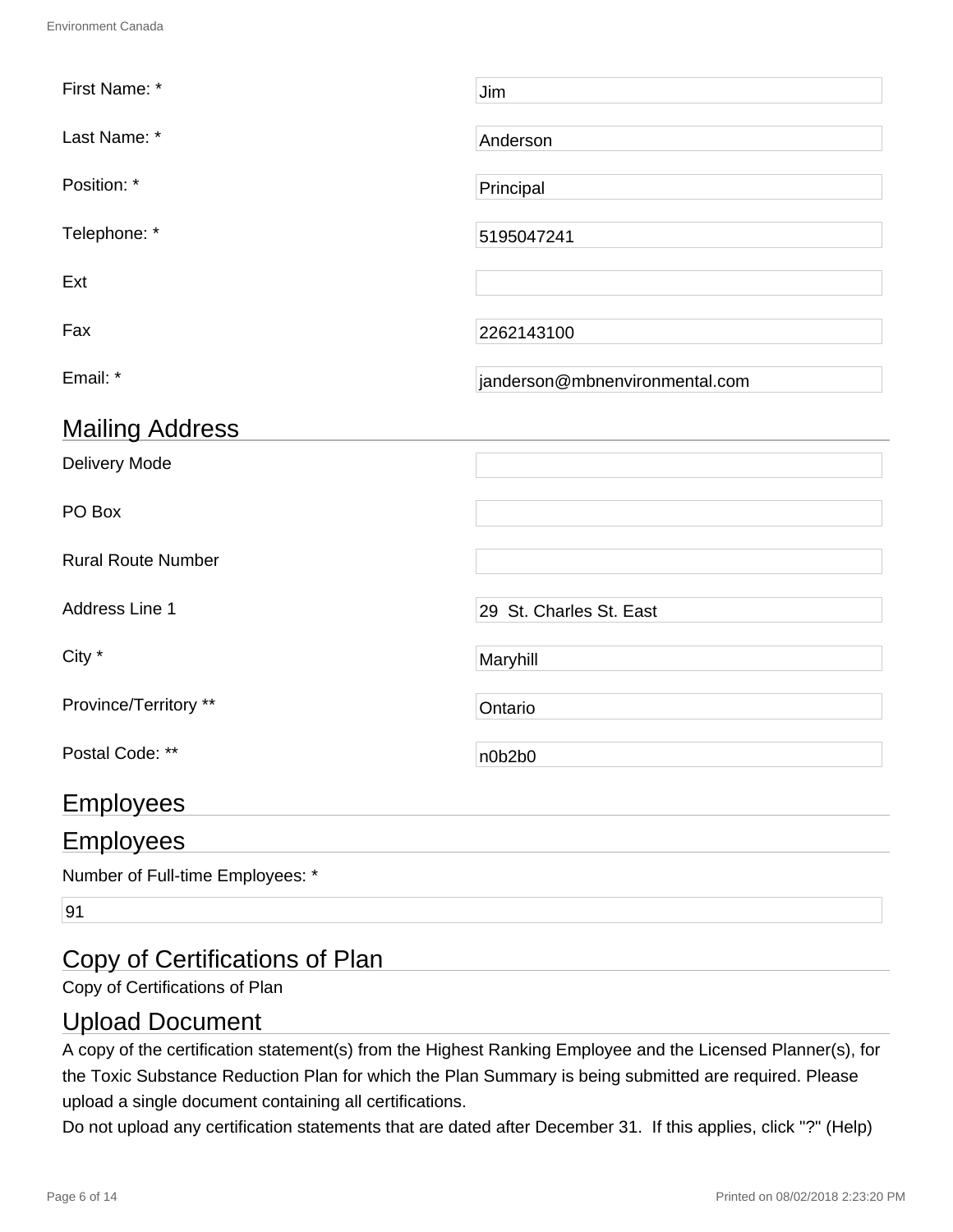| | |
| --- | --- |
| First Name: * | Jim |
| Last Name: * | Anderson |
| Position: * | Principal |
| Telephone: * | 5195047241 |
| Ext | |
| Fax | 2262143100 |
| Email: * | janderson@mbnenvironmental.com |

## Mailing Address

| | |
| --- | --- |
| Delivery Mode | |
| PO Box | |
| Rural Route Number | |
| Address Line 1 | 29  St. Charles St. East |
| City * | Maryhill |
| Province/Territory ** | Ontario |
| Postal Code: ** | n0b2b0 |

## Employees

## Employees

Number of Full-time Employees: *

91

## Copy of Certifications of Plan

Copy of Certifications of Plan

## Upload Document

A copy of the certification statement(s) from the Highest Ranking Employee and the Licensed Planner(s), for the Toxic Substance Reduction Plan for which the Plan Summary is being submitted are required. Please upload a single document containing all certifications.

Do not upload any certification statements that are dated after December 31.  If this applies, click "?" (Help)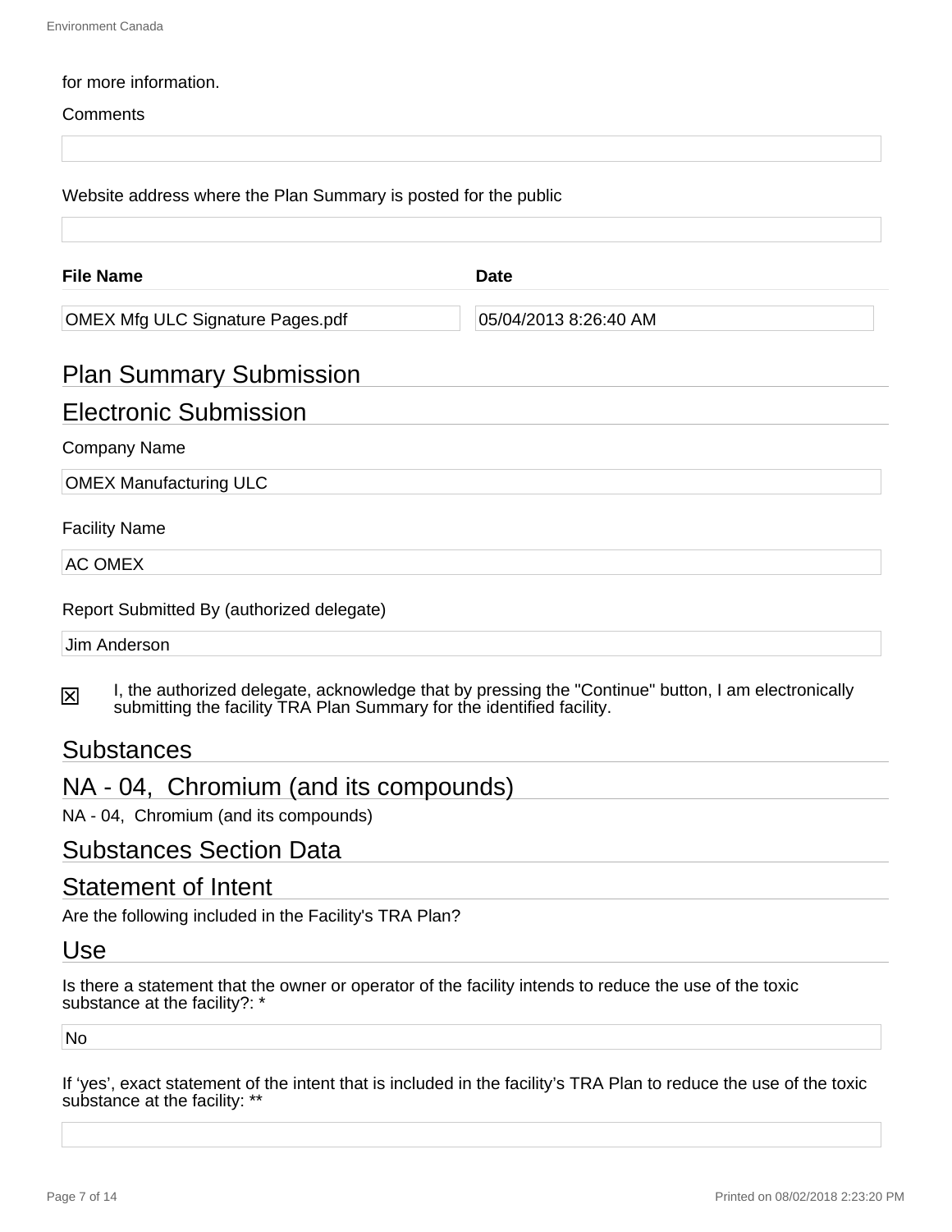for more information.

Comments

Website address where the Plan Summary is posted for the public

| File Name | Date |
|---|---|
| OMEX Mfg ULC Signature Pages.pdf | 05/04/2013 8:26:40 AM |

## Plan Summary Submission

## Electronic Submission

Company Name

OMEX Manufacturing ULC

Facility Name

AC OMEX

Report Submitted By (authorized delegate)

Jim Anderson

☒ I, the authorized delegate, acknowledge that by pressing the "Continue" button, I am electronically submitting the facility TRA Plan Summary for the identified facility.

## Substances

## NA - 04, Chromium (and its compounds)

NA - 04, Chromium (and its compounds)

## Substances Section Data

## Statement of Intent

Are the following included in the Facility's TRA Plan?

## Use

Is there a statement that the owner or operator of the facility intends to reduce the use of the toxic substance at the facility?: *

No

If 'yes', exact statement of the intent that is included in the facility's TRA Plan to reduce the use of the toxic substance at the facility: **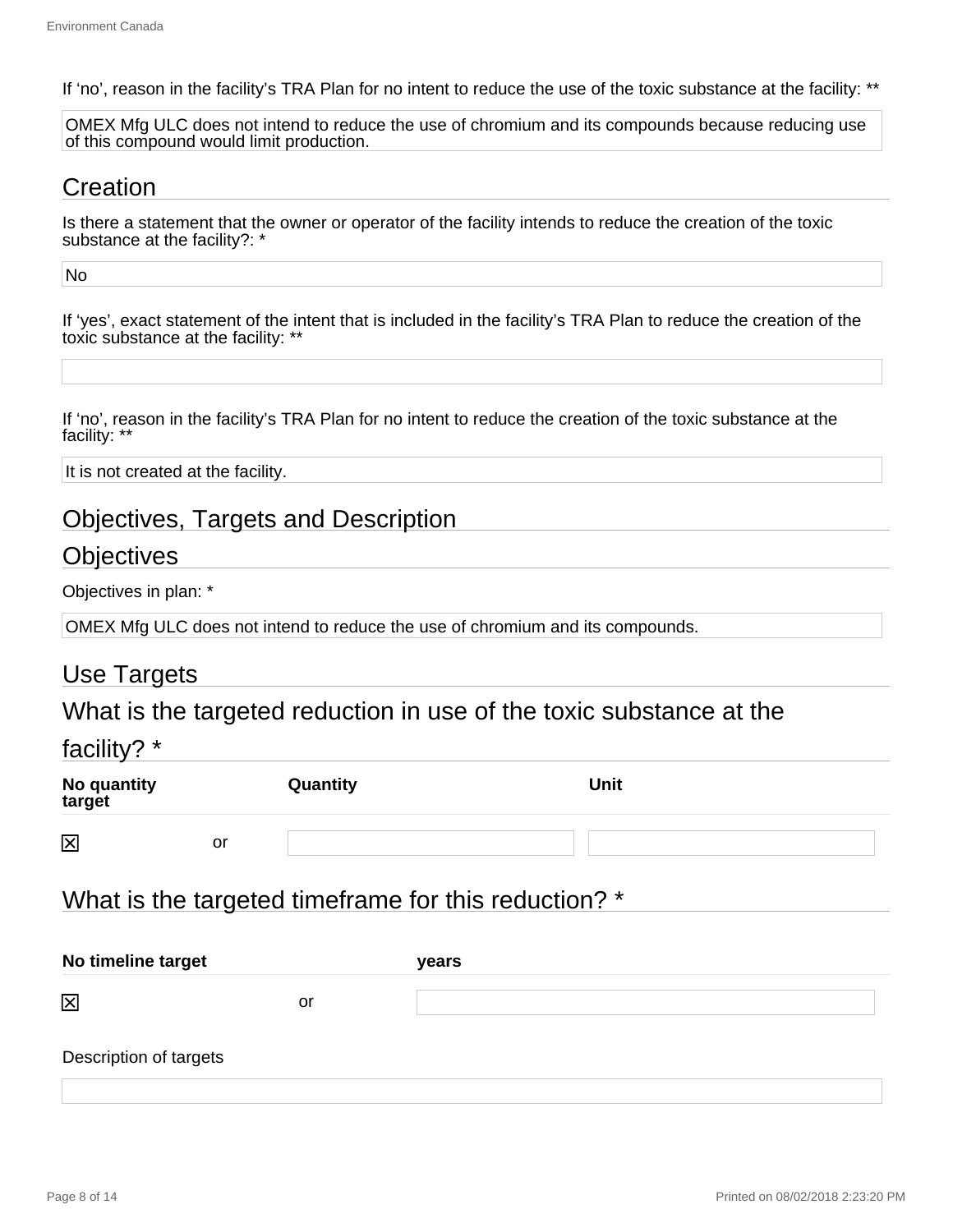If ‘no’, reason in the facility’s TRA Plan for no intent to reduce the use of the toxic substance at the facility: **

OMEX Mfg ULC does not intend to reduce the use of chromium and its compounds because reducing use of this compound would limit production.

## Creation

Is there a statement that the owner or operator of the facility intends to reduce the creation of the toxic substance at the facility?: *

No

If ‘yes’, exact statement of the intent that is included in the facility’s TRA Plan to reduce the creation of the toxic substance at the facility: **

If ‘no’, reason in the facility’s TRA Plan for no intent to reduce the creation of the toxic substance at the facility: **

It is not created at the facility.

## Objectives, Targets and Description

## Objectives

Objectives in plan: *

OMEX Mfg ULC does not intend to reduce the use of chromium and its compounds.

## Use Targets

## What is the targeted reduction in use of the toxic substance at the facility? *

| No quantity target | | Quantity | Unit |
|---|---|---|---|
| ☒ | or | | |

## What is the targeted timeframe for this reduction? *

| No timeline target | | years |
|---|---|---|
| ☒ | or | |

Description of targets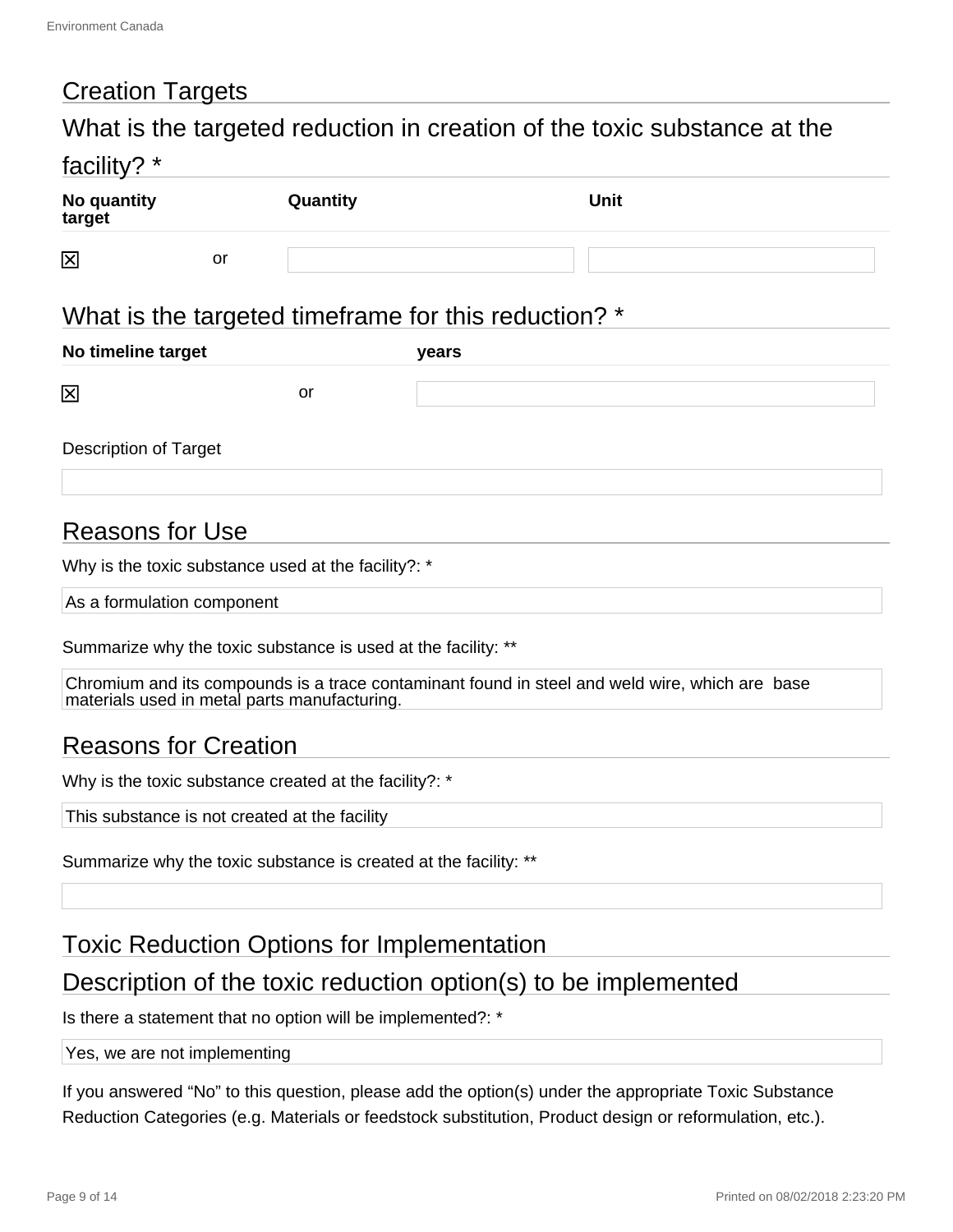## Creation Targets

### What is the targeted reduction in creation of the toxic substance at the facility? *

| No quantity target | | Quantity | Unit |
|---|---|---|---|
| ☒ | or | | |

### What is the targeted timeframe for this reduction? *

| No timeline target | | years |
|---|---|---|
| ☒ | or | |

Description of Target

## Reasons for Use

Why is the toxic substance used at the facility?: *

As a formulation component

Summarize why the toxic substance is used at the facility: **

Chromium and its compounds is a trace contaminant found in steel and weld wire, which are base materials used in metal parts manufacturing.

## Reasons for Creation

Why is the toxic substance created at the facility?: *

This substance is not created at the facility

Summarize why the toxic substance is created at the facility: **

## Toxic Reduction Options for Implementation

### Description of the toxic reduction option(s) to be implemented

Is there a statement that no option will be implemented?: *

Yes, we are not implementing

If you answered "No" to this question, please add the option(s) under the appropriate Toxic Substance Reduction Categories (e.g. Materials or feedstock substitution, Product design or reformulation, etc.).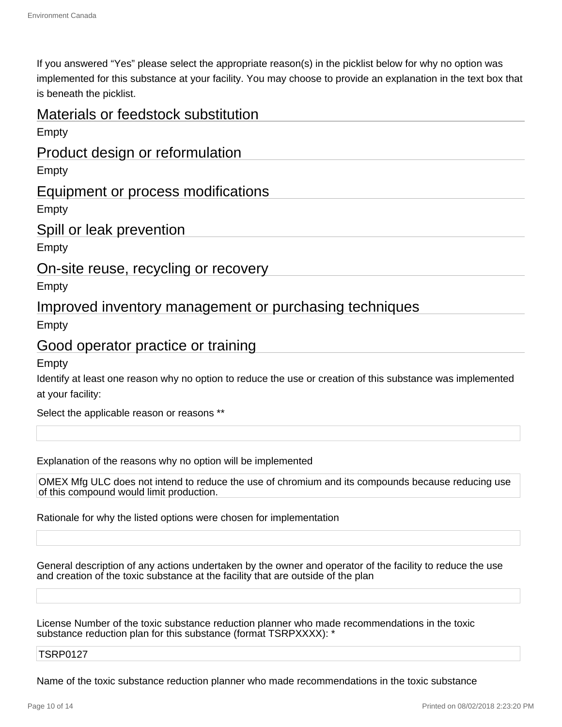If you answered “Yes” please select the appropriate reason(s) in the picklist below for why no option was implemented for this substance at your facility. You may choose to provide an explanation in the text box that is beneath the picklist.

## Materials or feedstock substitution

Empty

## Product design or reformulation

Empty

## Equipment or process modifications

Empty

## Spill or leak prevention

Empty

## On-site reuse, recycling or recovery

Empty

## Improved inventory management or purchasing techniques

Empty

## Good operator practice or training

Empty

Identify at least one reason why no option to reduce the use or creation of this substance was implemented at your facility:

Select the applicable reason or reasons **

Explanation of the reasons why no option will be implemented

OMEX Mfg ULC does not intend to reduce the use of chromium and its compounds because reducing use of this compound would limit production.

Rationale for why the listed options were chosen for implementation

General description of any actions undertaken by the owner and operator of the facility to reduce the use and creation of the toxic substance at the facility that are outside of the plan

License Number of the toxic substance reduction planner who made recommendations in the toxic substance reduction plan for this substance (format TSRPXXXX): *

TSRP0127

Name of the toxic substance reduction planner who made recommendations in the toxic substance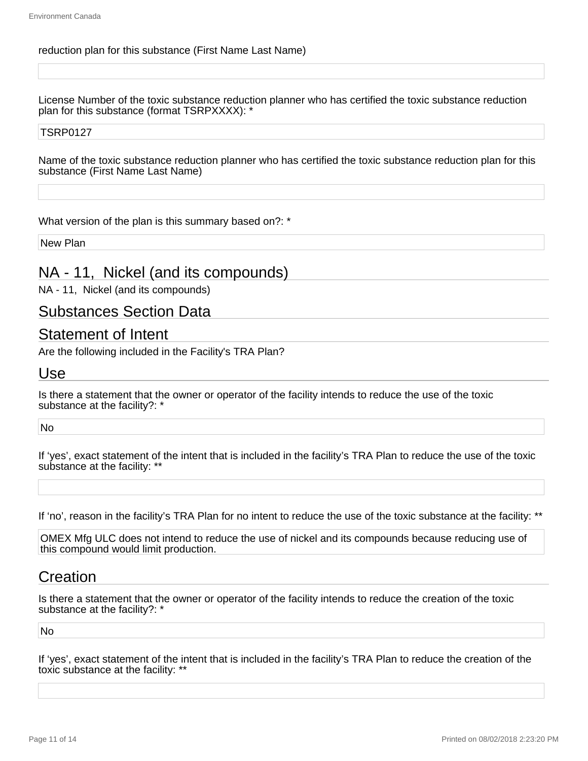reduction plan for this substance (First Name Last Name)

License Number of the toxic substance reduction planner who has certified the toxic substance reduction plan for this substance (format TSRPXXXX): *

TSRP0127

Name of the toxic substance reduction planner who has certified the toxic substance reduction plan for this substance (First Name Last Name)

What version of the plan is this summary based on?: *

New Plan

## NA - 11, Nickel (and its compounds)

NA - 11, Nickel (and its compounds)

## Substances Section Data

## Statement of Intent

Are the following included in the Facility's TRA Plan?

## Use

Is there a statement that the owner or operator of the facility intends to reduce the use of the toxic substance at the facility?: *

No

If 'yes', exact statement of the intent that is included in the facility's TRA Plan to reduce the use of the toxic substance at the facility: **

If 'no', reason in the facility's TRA Plan for no intent to reduce the use of the toxic substance at the facility: **

OMEX Mfg ULC does not intend to reduce the use of nickel and its compounds because reducing use of this compound would limit production.

## Creation

Is there a statement that the owner or operator of the facility intends to reduce the creation of the toxic substance at the facility?: *

No

If 'yes', exact statement of the intent that is included in the facility's TRA Plan to reduce the creation of the toxic substance at the facility: **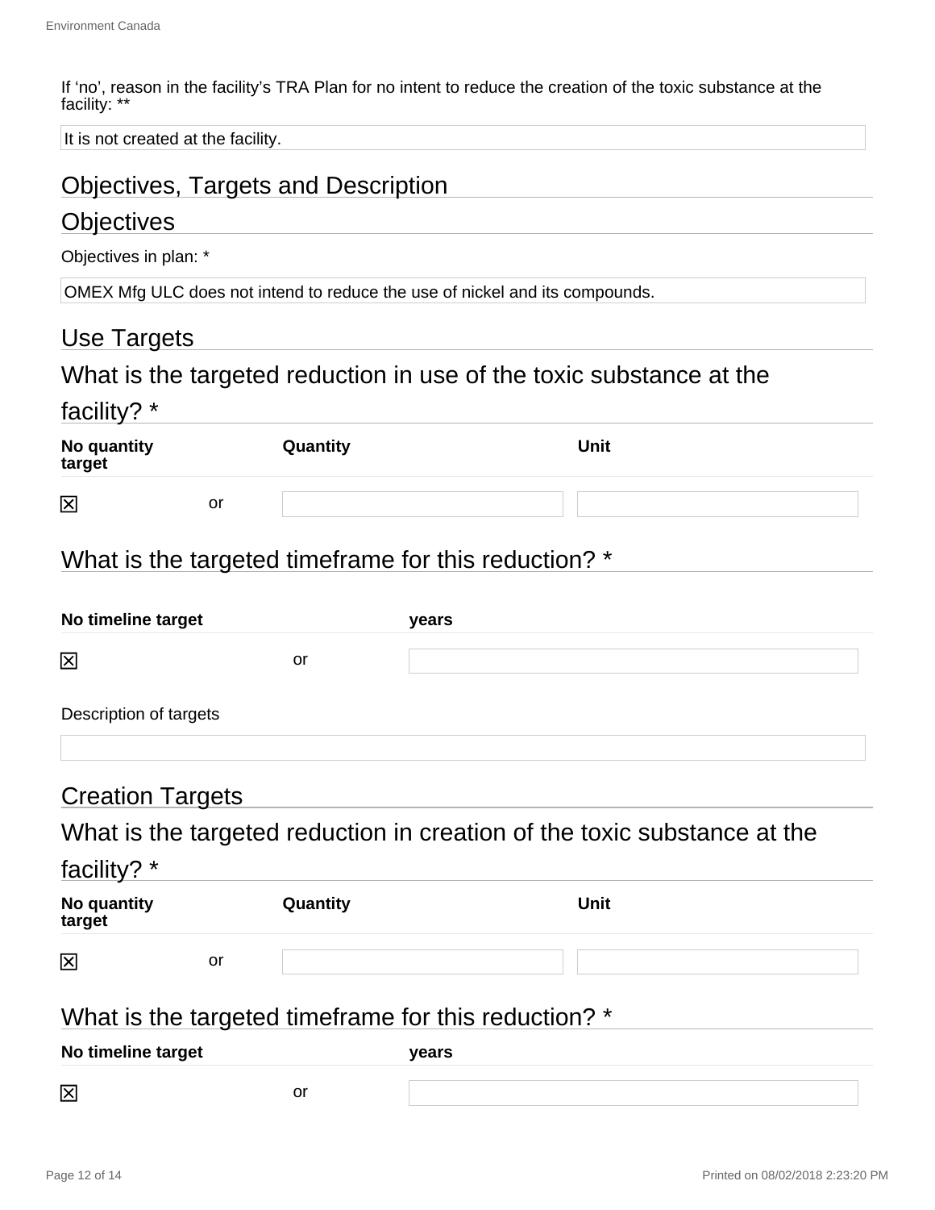If 'no', reason in the facility's TRA Plan for no intent to reduce the creation of the toxic substance at the facility: **

It is not created at the facility.

## Objectives, Targets and Description

## Objectives

Objectives in plan: *

OMEX Mfg ULC does not intend to reduce the use of nickel and its compounds.

## Use Targets

### What is the targeted reduction in use of the toxic substance at the facility? *

| No quantity target | | Quantity | Unit |
|---|---|---|---|
| ☒ | or | | |

### What is the targeted timeframe for this reduction? *

| No timeline target | | years |
|---|---|---|
| ☒ | or | |

Description of targets

## Creation Targets

### What is the targeted reduction in creation of the toxic substance at the facility? *

| No quantity target | | Quantity | Unit |
|---|---|---|---|
| ☒ | or | | |

### What is the targeted timeframe for this reduction? *

| No timeline target | | years |
|---|---|---|
| ☒ | or | |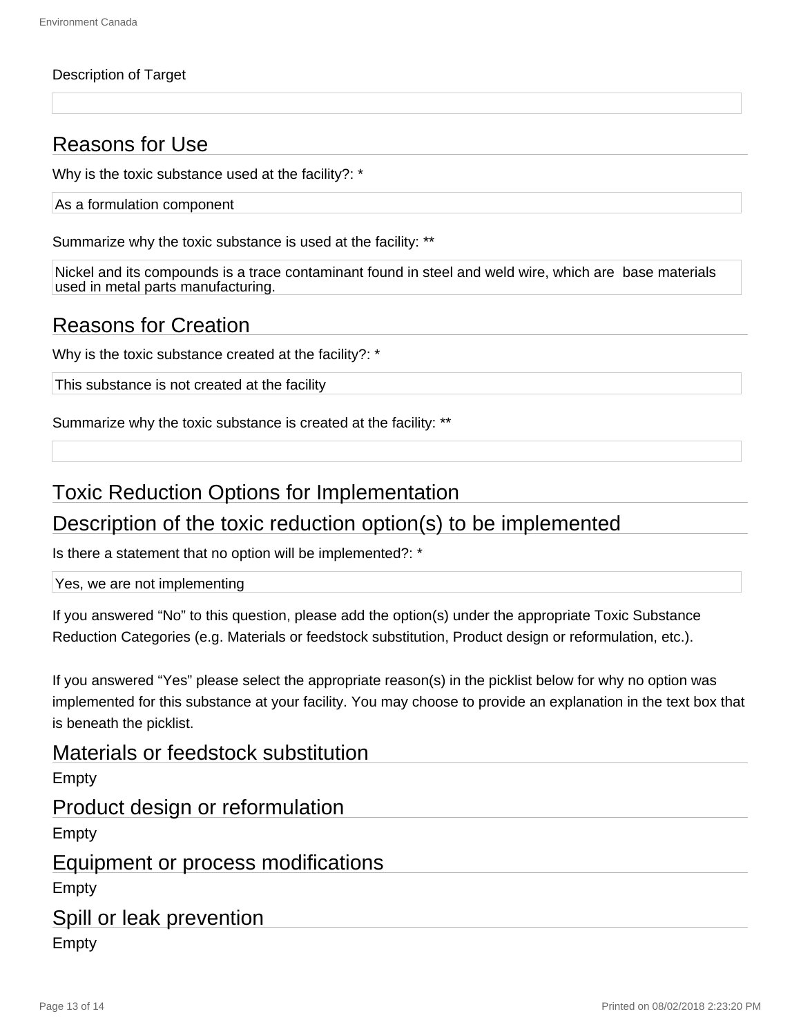Description of Target

## Reasons for Use

Why is the toxic substance used at the facility?: *

As a formulation component

Summarize why the toxic substance is used at the facility: **

Nickel and its compounds is a trace contaminant found in steel and weld wire, which are base materials used in metal parts manufacturing.

## Reasons for Creation

Why is the toxic substance created at the facility?: *

This substance is not created at the facility

Summarize why the toxic substance is created at the facility: **

## Toxic Reduction Options for Implementation

## Description of the toxic reduction option(s) to be implemented

Is there a statement that no option will be implemented?: *

Yes, we are not implementing

If you answered "No" to this question, please add the option(s) under the appropriate Toxic Substance Reduction Categories (e.g. Materials or feedstock substitution, Product design or reformulation, etc.).

If you answered "Yes" please select the appropriate reason(s) in the picklist below for why no option was implemented for this substance at your facility. You may choose to provide an explanation in the text box that is beneath the picklist.

## Materials or feedstock substitution

Empty

## Product design or reformulation

Empty

## Equipment or process modifications

Empty

## Spill or leak prevention

Empty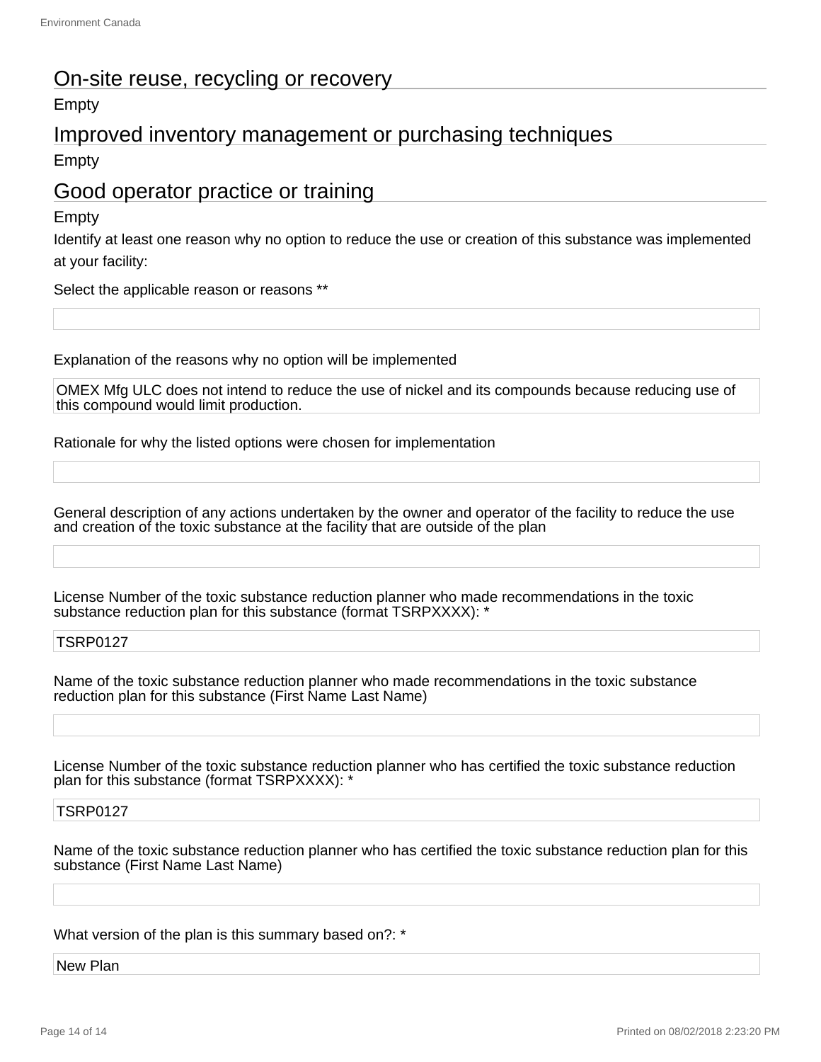## On-site reuse, recycling or recovery

Empty

## Improved inventory management or purchasing techniques

Empty

## Good operator practice or training

Empty

Identify at least one reason why no option to reduce the use or creation of this substance was implemented at your facility:

Select the applicable reason or reasons **

Explanation of the reasons why no option will be implemented

OMEX Mfg ULC does not intend to reduce the use of nickel and its compounds because reducing use of this compound would limit production.

Rationale for why the listed options were chosen for implementation

General description of any actions undertaken by the owner and operator of the facility to reduce the use and creation of the toxic substance at the facility that are outside of the plan

License Number of the toxic substance reduction planner who made recommendations in the toxic substance reduction plan for this substance (format TSRPXXXX): *

TSRP0127

Name of the toxic substance reduction planner who made recommendations in the toxic substance reduction plan for this substance (First Name Last Name)

License Number of the toxic substance reduction planner who has certified the toxic substance reduction plan for this substance (format TSRPXXXX): *

TSRP0127

Name of the toxic substance reduction planner who has certified the toxic substance reduction plan for this substance (First Name Last Name)

What version of the plan is this summary based on?: *

New Plan